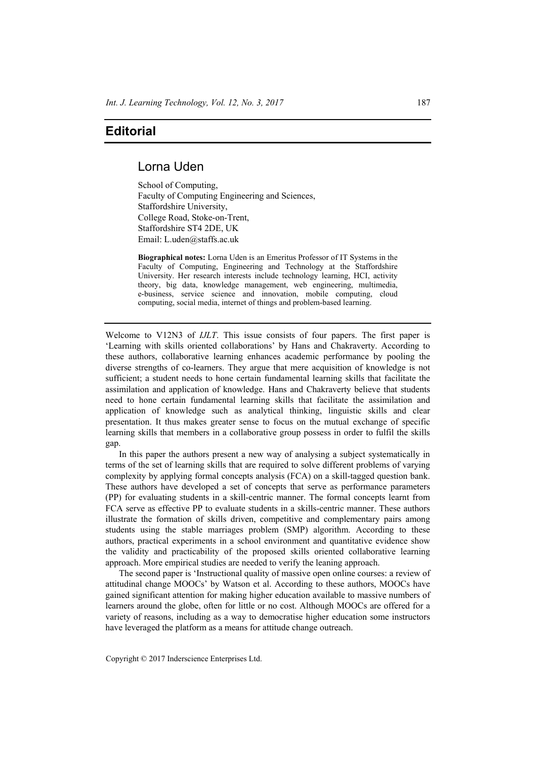# Editorial

## Lorna Uden

School of Computing,
Faculty of Computing Engineering and Sciences,
Staffordshire University,
College Road, Stoke-on-Trent,
Staffordshire ST4 2DE, UK
Email: L.uden@staffs.ac.uk

**Biographical notes:** Lorna Uden is an Emeritus Professor of IT Systems in the Faculty of Computing, Engineering and Technology at the Staffordshire University. Her research interests include technology learning, HCI, activity theory, big data, knowledge management, web engineering, multimedia, e-business, service science and innovation, mobile computing, cloud computing, social media, internet of things and problem-based learning.

---

Welcome to V12N3 of *IJLT*. This issue consists of four papers. The first paper is 'Learning with skills oriented collaborations' by Hans and Chakraverty. According to these authors, collaborative learning enhances academic performance by pooling the diverse strengths of co-learners. They argue that mere acquisition of knowledge is not sufficient; a student needs to hone certain fundamental learning skills that facilitate the assimilation and application of knowledge. Hans and Chakraverty believe that students need to hone certain fundamental learning skills that facilitate the assimilation and application of knowledge such as analytical thinking, linguistic skills and clear presentation. It thus makes greater sense to focus on the mutual exchange of specific learning skills that members in a collaborative group possess in order to fulfil the skills gap.

In this paper the authors present a new way of analysing a subject systematically in terms of the set of learning skills that are required to solve different problems of varying complexity by applying formal concepts analysis (FCA) on a skill-tagged question bank. These authors have developed a set of concepts that serve as performance parameters (PP) for evaluating students in a skill-centric manner. The formal concepts learnt from FCA serve as effective PP to evaluate students in a skills-centric manner. These authors illustrate the formation of skills driven, competitive and complementary pairs among students using the stable marriages problem (SMP) algorithm. According to these authors, practical experiments in a school environment and quantitative evidence show the validity and practicability of the proposed skills oriented collaborative learning approach. More empirical studies are needed to verify the leaning approach.

The second paper is 'Instructional quality of massive open online courses: a review of attitudinal change MOOCs' by Watson et al. According to these authors, MOOCs have gained significant attention for making higher education available to massive numbers of learners around the globe, often for little or no cost. Although MOOCs are offered for a variety of reasons, including as a way to democratise higher education some instructors have leveraged the platform as a means for attitude change outreach.

Copyright © 2017 Inderscience Enterprises Ltd.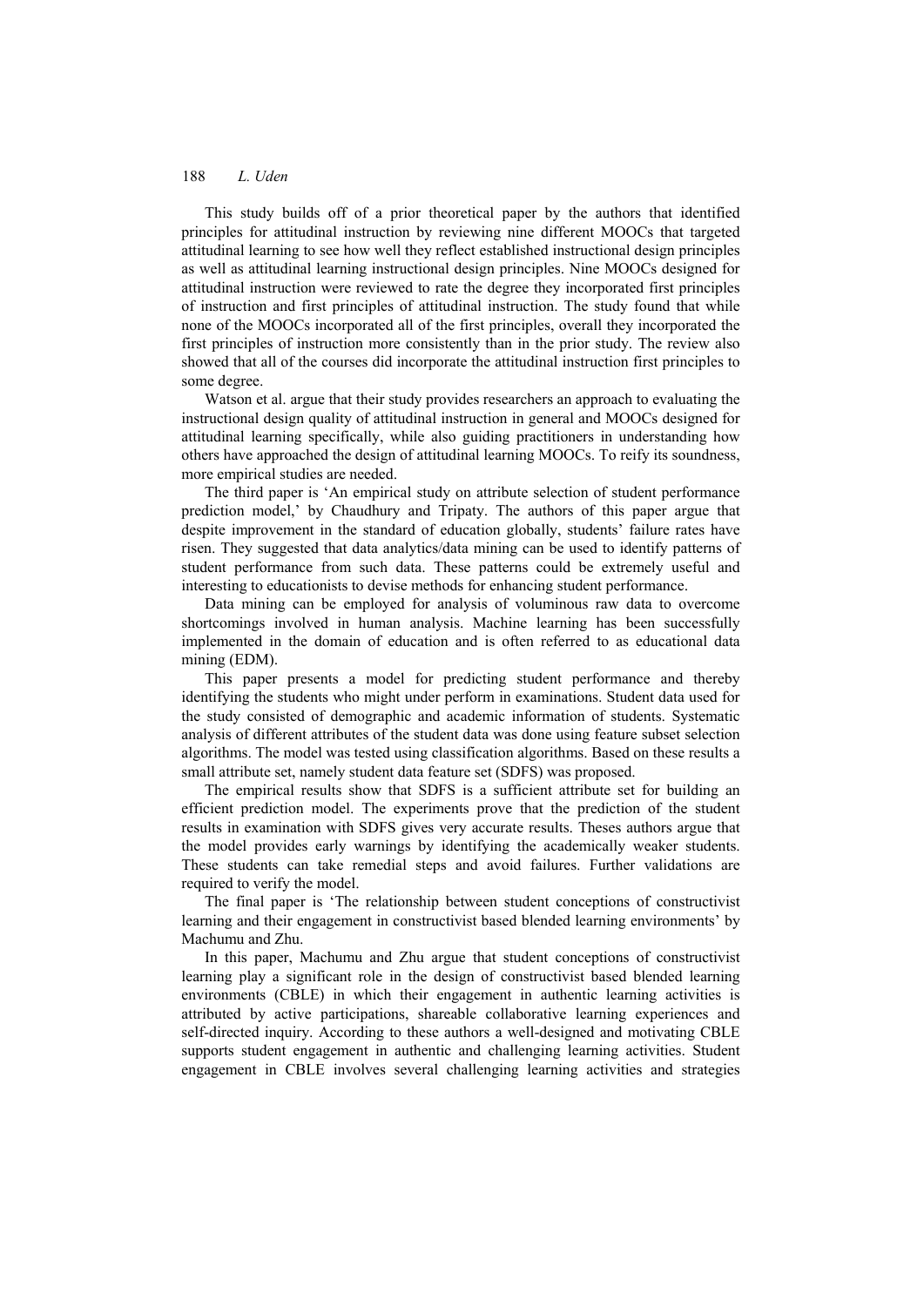This study builds off of a prior theoretical paper by the authors that identified principles for attitudinal instruction by reviewing nine different MOOCs that targeted attitudinal learning to see how well they reflect established instructional design principles as well as attitudinal learning instructional design principles. Nine MOOCs designed for attitudinal instruction were reviewed to rate the degree they incorporated first principles of instruction and first principles of attitudinal instruction. The study found that while none of the MOOCs incorporated all of the first principles, overall they incorporated the first principles of instruction more consistently than in the prior study. The review also showed that all of the courses did incorporate the attitudinal instruction first principles to some degree.

Watson et al. argue that their study provides researchers an approach to evaluating the instructional design quality of attitudinal instruction in general and MOOCs designed for attitudinal learning specifically, while also guiding practitioners in understanding how others have approached the design of attitudinal learning MOOCs. To reify its soundness, more empirical studies are needed.

The third paper is 'An empirical study on attribute selection of student performance prediction model,' by Chaudhury and Tripaty. The authors of this paper argue that despite improvement in the standard of education globally, students' failure rates have risen. They suggested that data analytics/data mining can be used to identify patterns of student performance from such data. These patterns could be extremely useful and interesting to educationists to devise methods for enhancing student performance.

Data mining can be employed for analysis of voluminous raw data to overcome shortcomings involved in human analysis. Machine learning has been successfully implemented in the domain of education and is often referred to as educational data mining (EDM).

This paper presents a model for predicting student performance and thereby identifying the students who might under perform in examinations. Student data used for the study consisted of demographic and academic information of students. Systematic analysis of different attributes of the student data was done using feature subset selection algorithms. The model was tested using classification algorithms. Based on these results a small attribute set, namely student data feature set (SDFS) was proposed.

The empirical results show that SDFS is a sufficient attribute set for building an efficient prediction model. The experiments prove that the prediction of the student results in examination with SDFS gives very accurate results. Theses authors argue that the model provides early warnings by identifying the academically weaker students. These students can take remedial steps and avoid failures. Further validations are required to verify the model.

The final paper is 'The relationship between student conceptions of constructivist learning and their engagement in constructivist based blended learning environments' by Machumu and Zhu.

In this paper, Machumu and Zhu argue that student conceptions of constructivist learning play a significant role in the design of constructivist based blended learning environments (CBLE) in which their engagement in authentic learning activities is attributed by active participations, shareable collaborative learning experiences and self-directed inquiry. According to these authors a well-designed and motivating CBLE supports student engagement in authentic and challenging learning activities. Student engagement in CBLE involves several challenging learning activities and strategies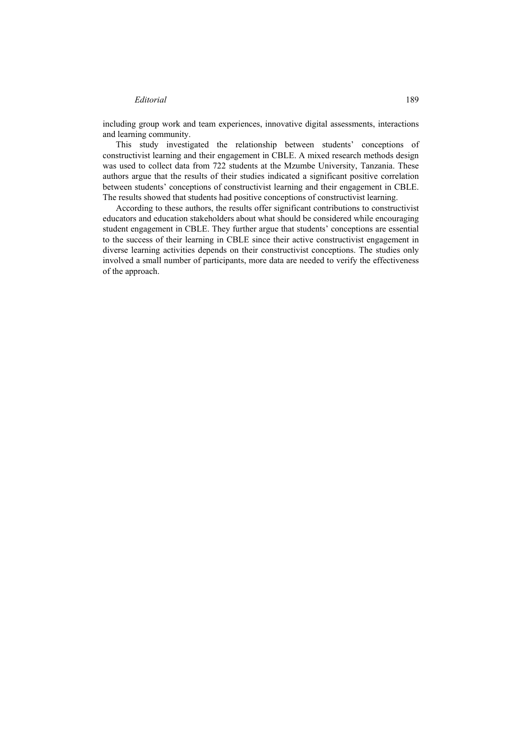including group work and team experiences, innovative digital assessments, interactions and learning community.

This study investigated the relationship between students' conceptions of constructivist learning and their engagement in CBLE. A mixed research methods design was used to collect data from 722 students at the Mzumbe University, Tanzania. These authors argue that the results of their studies indicated a significant positive correlation between students' conceptions of constructivist learning and their engagement in CBLE. The results showed that students had positive conceptions of constructivist learning.

According to these authors, the results offer significant contributions to constructivist educators and education stakeholders about what should be considered while encouraging student engagement in CBLE. They further argue that students' conceptions are essential to the success of their learning in CBLE since their active constructivist engagement in diverse learning activities depends on their constructivist conceptions. The studies only involved a small number of participants, more data are needed to verify the effectiveness of the approach.